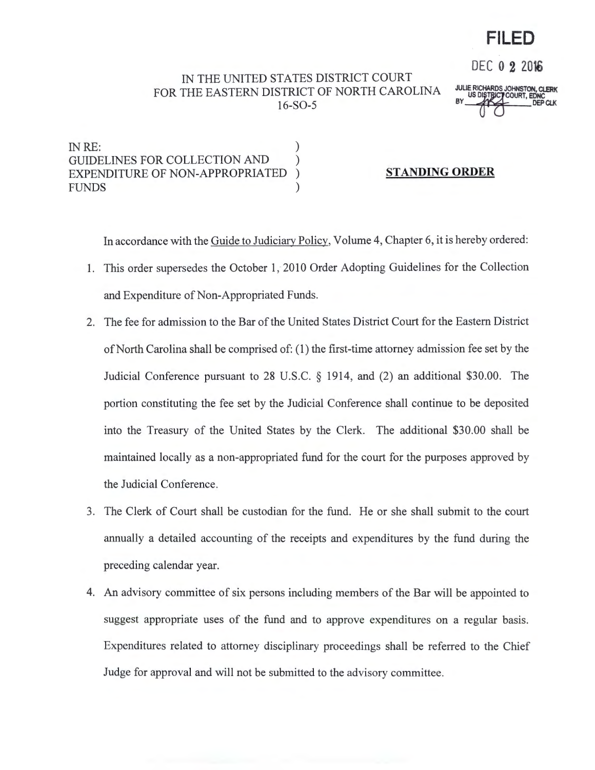**FILED**

DEC 0 2 2016

JULIE RICHARDS JOHNSTON, CLERK
US DISTRICT COURT, EDNC
BY ______ DEP CLK

IN THE UNITED STATES DISTRICT COURT
FOR THE EASTERN DISTRICT OF NORTH CAROLINA
16-SO-5

IN RE:
GUIDELINES FOR COLLECTION AND
EXPENDITURE OF NON-APPROPRIATED
FUNDS

**STANDING ORDER**

In accordance with the Guide to Judiciary Policy, Volume 4, Chapter 6, it is hereby ordered:

1. This order supersedes the October 1, 2010 Order Adopting Guidelines for the Collection and Expenditure of Non-Appropriated Funds.
2. The fee for admission to the Bar of the United States District Court for the Eastern District of North Carolina shall be comprised of: (1) the first-time attorney admission fee set by the Judicial Conference pursuant to 28 U.S.C. § 1914, and (2) an additional $30.00. The portion constituting the fee set by the Judicial Conference shall continue to be deposited into the Treasury of the United States by the Clerk. The additional $30.00 shall be maintained locally as a non-appropriated fund for the court for the purposes approved by the Judicial Conference.
3. The Clerk of Court shall be custodian for the fund. He or she shall submit to the court annually a detailed accounting of the receipts and expenditures by the fund during the preceding calendar year.
4. An advisory committee of six persons including members of the Bar will be appointed to suggest appropriate uses of the fund and to approve expenditures on a regular basis. Expenditures related to attorney disciplinary proceedings shall be referred to the Chief Judge for approval and will not be submitted to the advisory committee.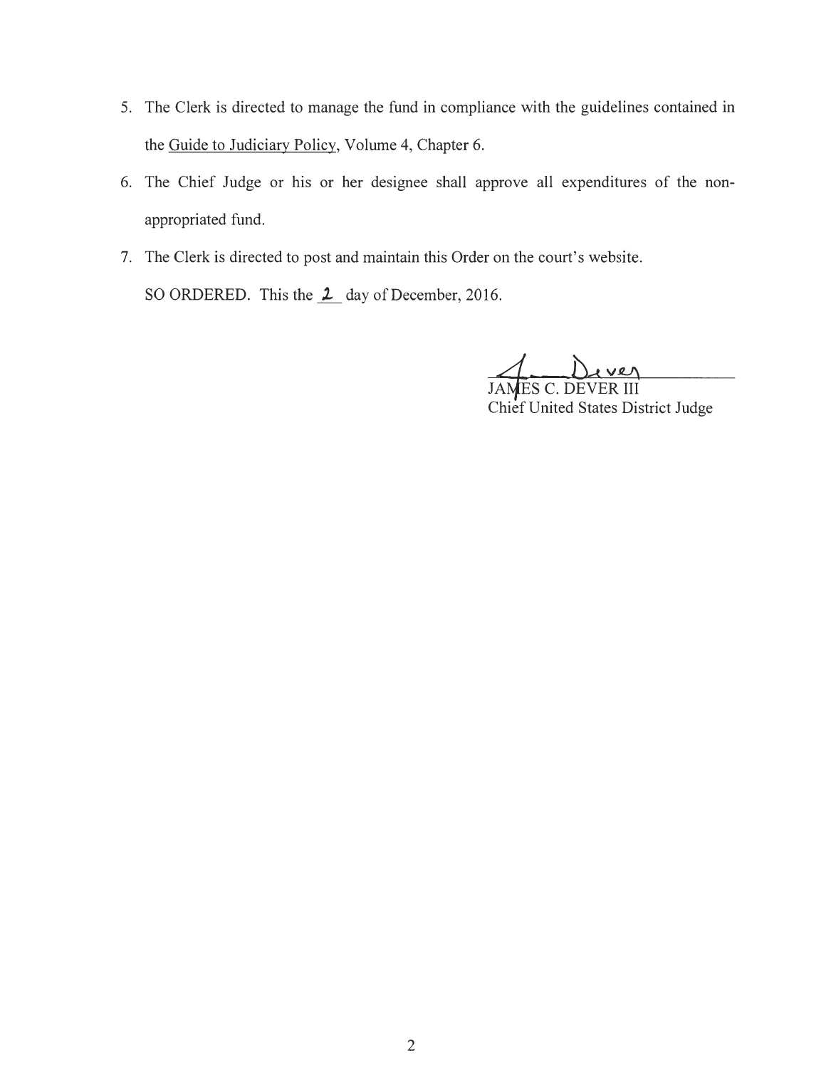5. The Clerk is directed to manage the fund in compliance with the guidelines contained in the Guide to Judiciary Policy, Volume 4, Chapter 6.
6. The Chief Judge or his or her designee shall approve all expenditures of the non-appropriated fund.
7. The Clerk is directed to post and maintain this Order on the court's website.

SO ORDERED. This the 2 day of December, 2016.

JAMES C. DEVER III
Chief United States District Judge